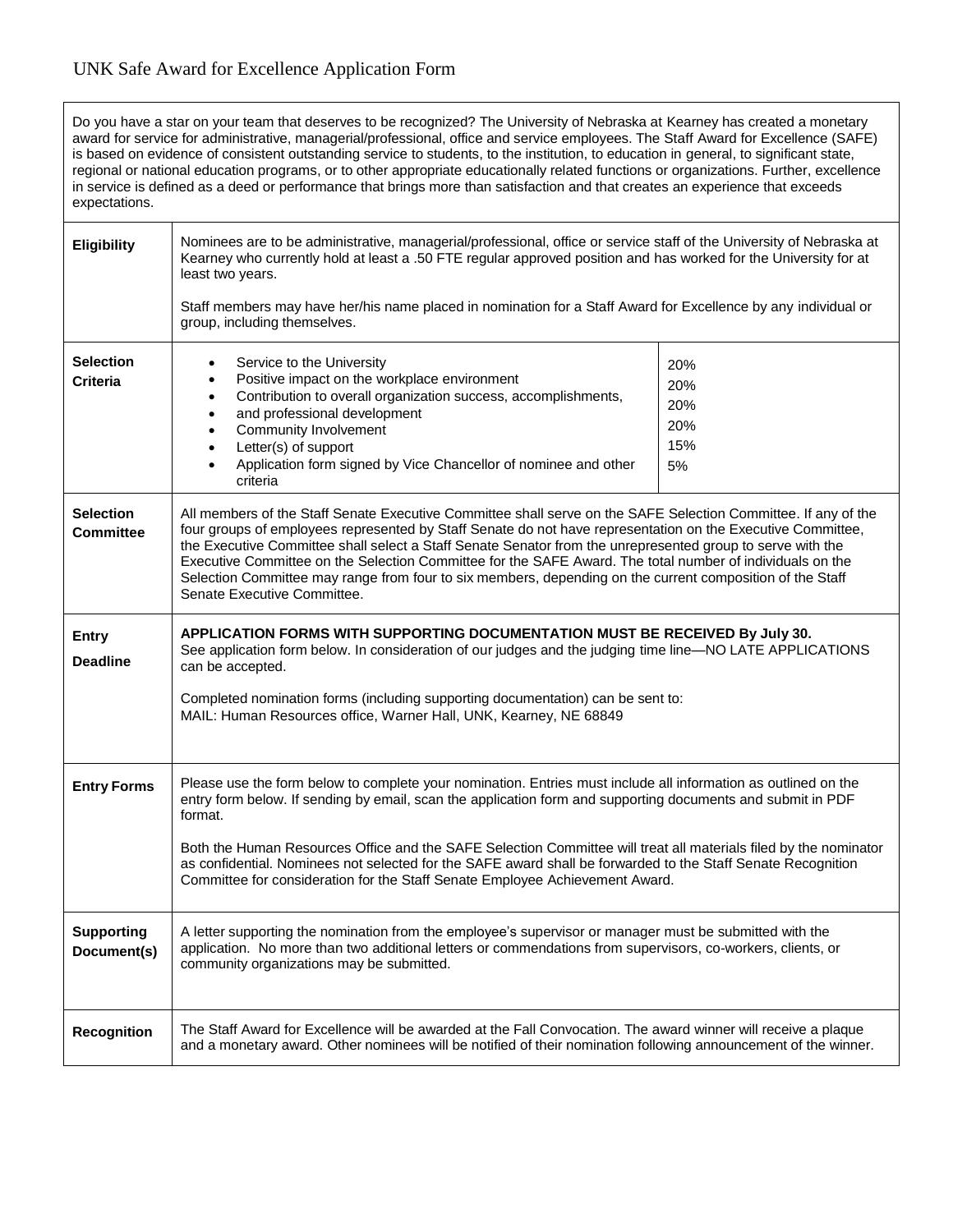# UNK Safe Award for Excellence Application Form

Do you have a star on your team that deserves to be recognized? The University of Nebraska at Kearney has created a monetary award for service for administrative, managerial/professional, office and service employees. The Staff Award for Excellence (SAFE) is based on evidence of consistent outstanding service to students, to the institution, to education in general, to significant state, regional or national education programs, or to other appropriate educationally related functions or organizations. Further, excellence in service is defined as a deed or performance that brings more than satisfaction and that creates an experience that exceeds expectations.

| | | |
|---|---|---|
| **Eligibility** | Nominees are to be administrative, managerial/professional, office or service staff of the University of Nebraska at Kearney who currently hold at least a .50 FTE regular approved position and has worked for the University for at least two years.<br><br>Staff members may have her/his name placed in nomination for a Staff Award for Excellence by any individual or group, including themselves. | |
| **Selection Criteria** | • Service to the University<br>• Positive impact on the workplace environment<br>• Contribution to overall organization success, accomplishments,<br>• and professional development<br>• Community Involvement<br>• Letter(s) of support<br>• Application form signed by Vice Chancellor of nominee and other criteria | 20%<br>20%<br>20%<br>20%<br>15%<br>5% |
| **Selection Committee** | All members of the Staff Senate Executive Committee shall serve on the SAFE Selection Committee. If any of the four groups of employees represented by Staff Senate do not have representation on the Executive Committee, the Executive Committee shall select a Staff Senate Senator from the unrepresented group to serve with the Executive Committee on the Selection Committee for the SAFE Award. The total number of individuals on the Selection Committee may range from four to six members, depending on the current composition of the Staff Senate Executive Committee. | |
| **Entry Deadline** | **APPLICATION FORMS WITH SUPPORTING DOCUMENTATION MUST BE RECEIVED By July 30.**<br>See application form below. In consideration of our judges and the judging time line—NO LATE APPLICATIONS can be accepted.<br><br>Completed nomination forms (including supporting documentation) can be sent to:<br>MAIL: Human Resources office, Warner Hall, UNK, Kearney, NE 68849 | |
| **Entry Forms** | Please use the form below to complete your nomination. Entries must include all information as outlined on the entry form below. If sending by email, scan the application form and supporting documents and submit in PDF format.<br><br>Both the Human Resources Office and the SAFE Selection Committee will treat all materials filed by the nominator as confidential. Nominees not selected for the SAFE award shall be forwarded to the Staff Senate Recognition Committee for consideration for the Staff Senate Employee Achievement Award. | |
| **Supporting Document(s)** | A letter supporting the nomination from the employee's supervisor or manager must be submitted with the application. No more than two additional letters or commendations from supervisors, co-workers, clients, or community organizations may be submitted. | |
| **Recognition** | The Staff Award for Excellence will be awarded at the Fall Convocation. The award winner will receive a plaque and a monetary award. Other nominees will be notified of their nomination following announcement of the winner. | |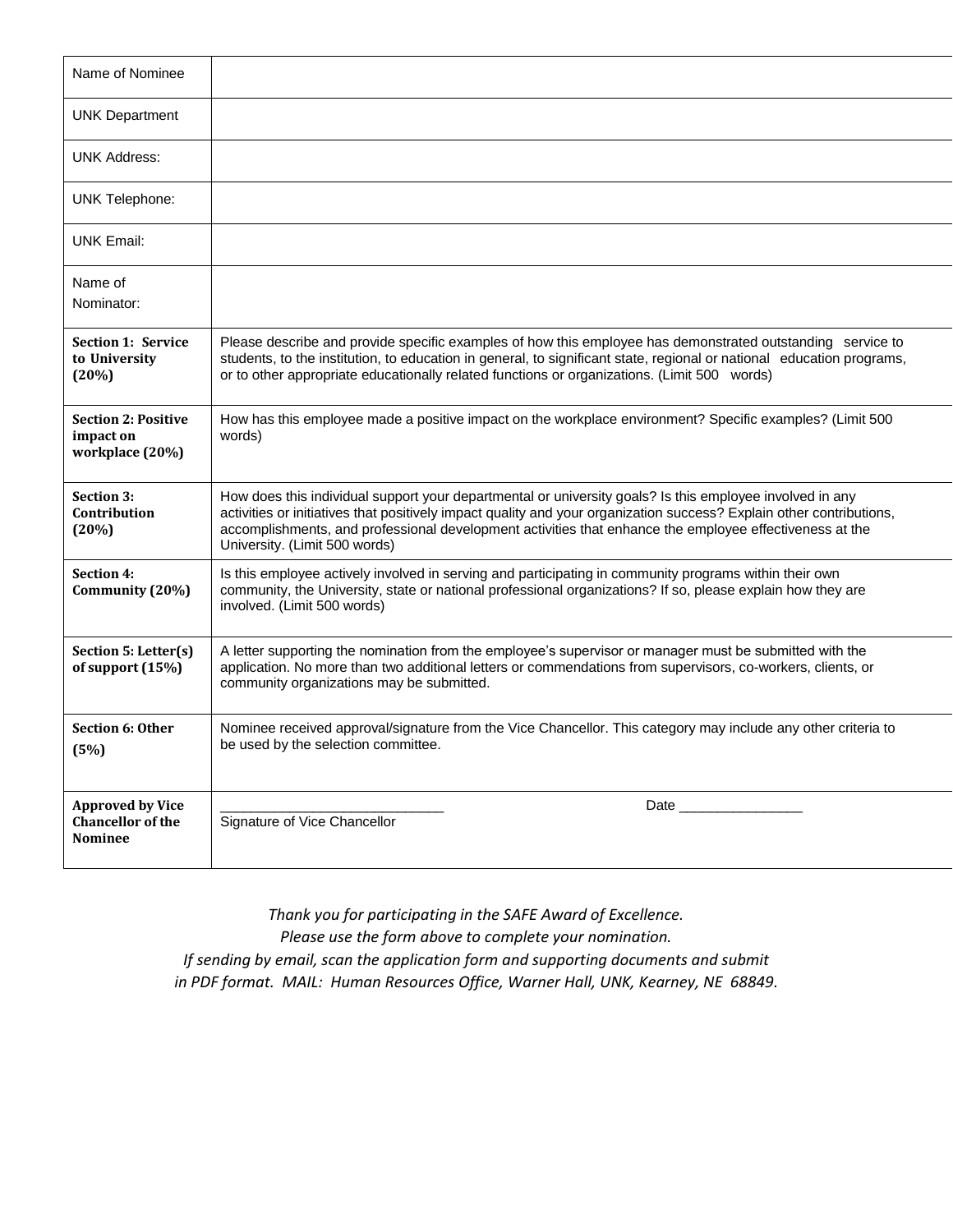| | |
|---|---|
| Name of Nominee | |
| UNK Department | |
| UNK Address: | |
| UNK Telephone: | |
| UNK Email: | |
| Name of Nominator: | |
| **Section 1: Service to University (20%)** | Please describe and provide specific examples of how this employee has demonstrated outstanding service to students, to the institution, to education in general, to significant state, regional or national education programs, or to other appropriate educationally related functions or organizations. (Limit 500 words) |
| **Section 2: Positive impact on workplace (20%)** | How has this employee made a positive impact on the workplace environment? Specific examples? (Limit 500 words) |
| **Section 3: Contribution (20%)** | How does this individual support your departmental or university goals? Is this employee involved in any activities or initiatives that positively impact quality and your organization success? Explain other contributions, accomplishments, and professional development activities that enhance the employee effectiveness at the University. (Limit 500 words) |
| **Section 4: Community (20%)** | Is this employee actively involved in serving and participating in community programs within their own community, the University, state or national professional organizations? If so, please explain how they are involved. (Limit 500 words) |
| **Section 5: Letter(s) of support (15%)** | A letter supporting the nomination from the employee's supervisor or manager must be submitted with the application. No more than two additional letters or commendations from supervisors, co-workers, clients, or community organizations may be submitted. |
| **Section 6: Other (5%)** | Nominee received approval/signature from the Vice Chancellor. This category may include any other criteria to be used by the selection committee. |
| **Approved by Vice Chancellor of the Nominee** | _____________________________ Signature of Vice Chancellor     Date ________________ |

*Thank you for participating in the SAFE Award of Excellence.*
*Please use the form above to complete your nomination.*
*If sending by email, scan the application form and supporting documents and submit in PDF format. MAIL: Human Resources Office, Warner Hall, UNK, Kearney, NE 68849.*